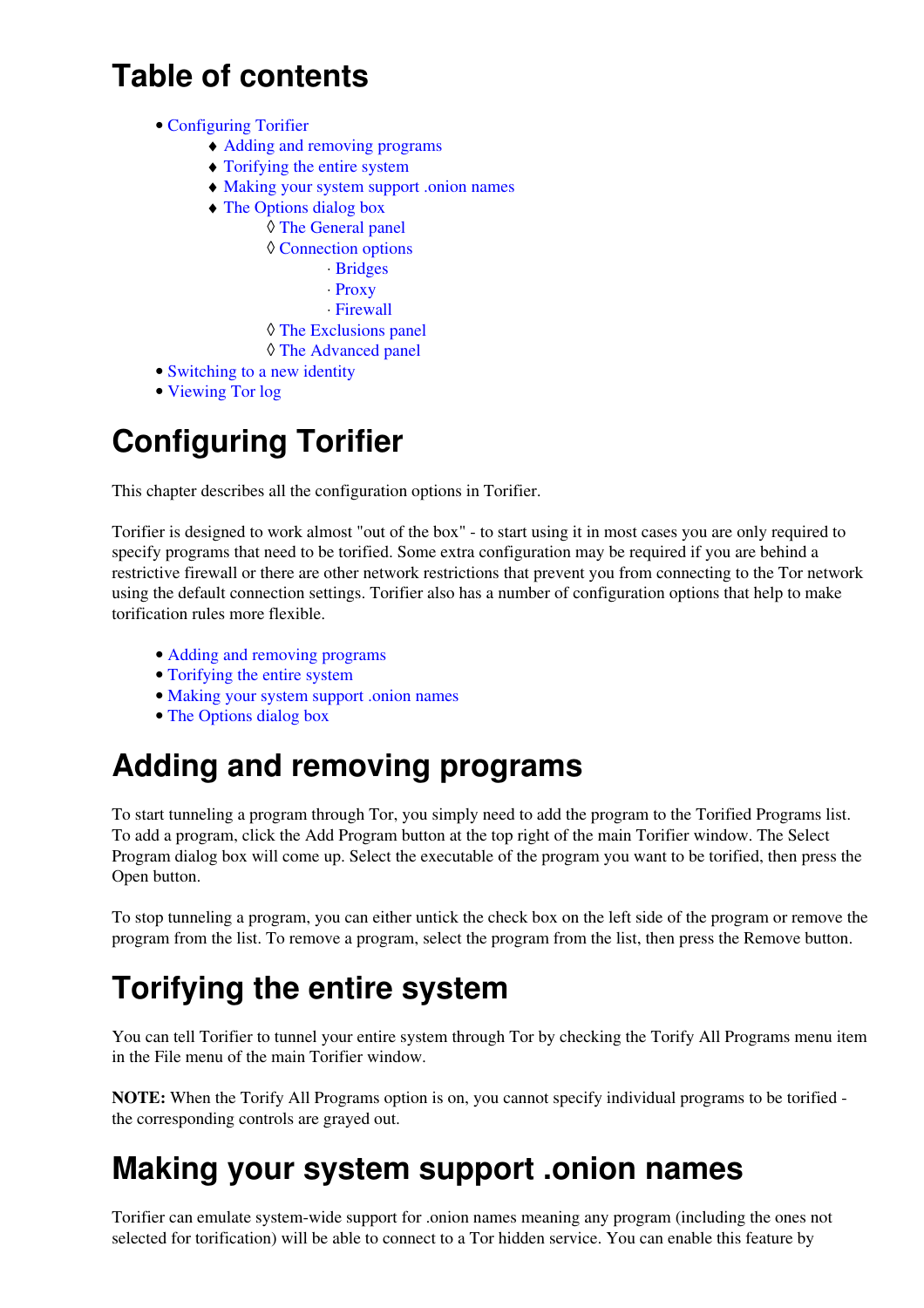# Table of contents

- Configuring Torifier
    - Adding and removing programs
    - Torifying the entire system
    - Making your system support .onion names
    - The Options dialog box
        - The General panel
        - Connection options
            - Bridges
            - Proxy
            - Firewall
        - The Exclusions panel
        - The Advanced panel
- Switching to a new identity
- Viewing Tor log

# Configuring Torifier

This chapter describes all the configuration options in Torifier.

Torifier is designed to work almost "out of the box" - to start using it in most cases you are only required to specify programs that need to be torified. Some extra configuration may be required if you are behind a restrictive firewall or there are other network restrictions that prevent you from connecting to the Tor network using the default connection settings. Torifier also has a number of configuration options that help to make torification rules more flexible.

- Adding and removing programs
- Torifying the entire system
- Making your system support .onion names
- The Options dialog box

# Adding and removing programs

To start tunneling a program through Tor, you simply need to add the program to the Torified Programs list. To add a program, click the Add Program button at the top right of the main Torifier window. The Select Program dialog box will come up. Select the executable of the program you want to be torified, then press the Open button.

To stop tunneling a program, you can either untick the check box on the left side of the program or remove the program from the list. To remove a program, select the program from the list, then press the Remove button.

# Torifying the entire system

You can tell Torifier to tunnel your entire system through Tor by checking the Torify All Programs menu item in the File menu of the main Torifier window.

**NOTE:** When the Torify All Programs option is on, you cannot specify individual programs to be torified - the corresponding controls are grayed out.

# Making your system support .onion names

Torifier can emulate system-wide support for .onion names meaning any program (including the ones not selected for torification) will be able to connect to a Tor hidden service. You can enable this feature by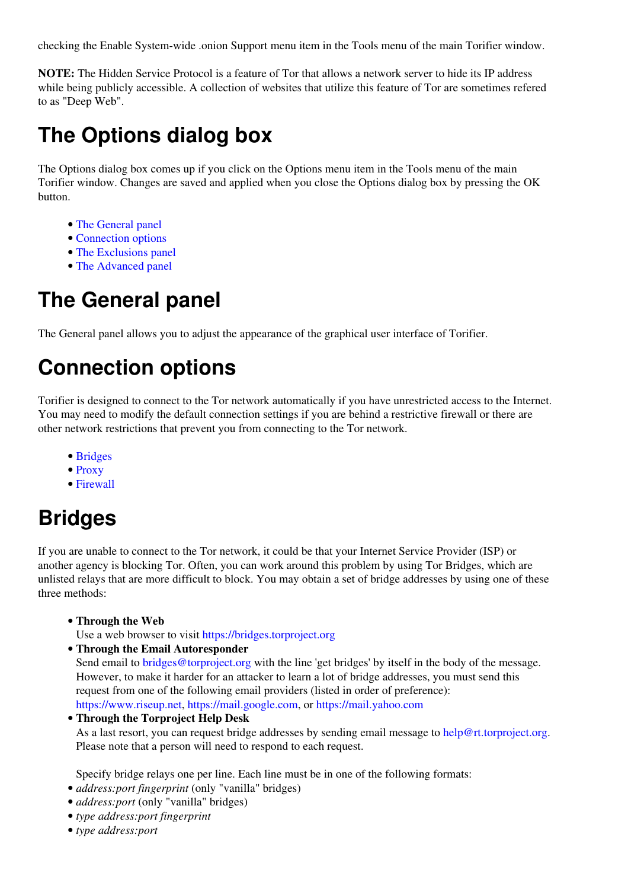checking the Enable System-wide .onion Support menu item in the Tools menu of the main Torifier window.

**NOTE:** The Hidden Service Protocol is a feature of Tor that allows a network server to hide its IP address while being publicly accessible. A collection of websites that utilize this feature of Tor are sometimes refered to as "Deep Web".

# The Options dialog box

The Options dialog box comes up if you click on the Options menu item in the Tools menu of the main Torifier window. Changes are saved and applied when you close the Options dialog box by pressing the OK button.

- The General panel
- Connection options
- The Exclusions panel
- The Advanced panel

# The General panel

The General panel allows you to adjust the appearance of the graphical user interface of Torifier.

# Connection options

Torifier is designed to connect to the Tor network automatically if you have unrestricted access to the Internet. You may need to modify the default connection settings if you are behind a restrictive firewall or there are other network restrictions that prevent you from connecting to the Tor network.

- Bridges
- Proxy
- Firewall

# Bridges

If you are unable to connect to the Tor network, it could be that your Internet Service Provider (ISP) or another agency is blocking Tor. Often, you can work around this problem by using Tor Bridges, which are unlisted relays that are more difficult to block. You may obtain a set of bridge addresses by using one of these three methods:

- **Through the Web**
  Use a web browser to visit https://bridges.torproject.org
- **Through the Email Autoresponder**
  Send email to bridges@torproject.org with the line 'get bridges' by itself in the body of the message. However, to make it harder for an attacker to learn a lot of bridge addresses, you must send this request from one of the following email providers (listed in order of preference): https://www.riseup.net, https://mail.google.com, or https://mail.yahoo.com
- **Through the Torproject Help Desk**
  As a last resort, you can request bridge addresses by sending email message to help@rt.torproject.org. Please note that a person will need to respond to each request.

  Specify bridge relays one per line. Each line must be in one of the following formats:
- *address:port fingerprint* (only "vanilla" bridges)
- *address:port* (only "vanilla" bridges)
- *type address:port fingerprint*
- *type address:port*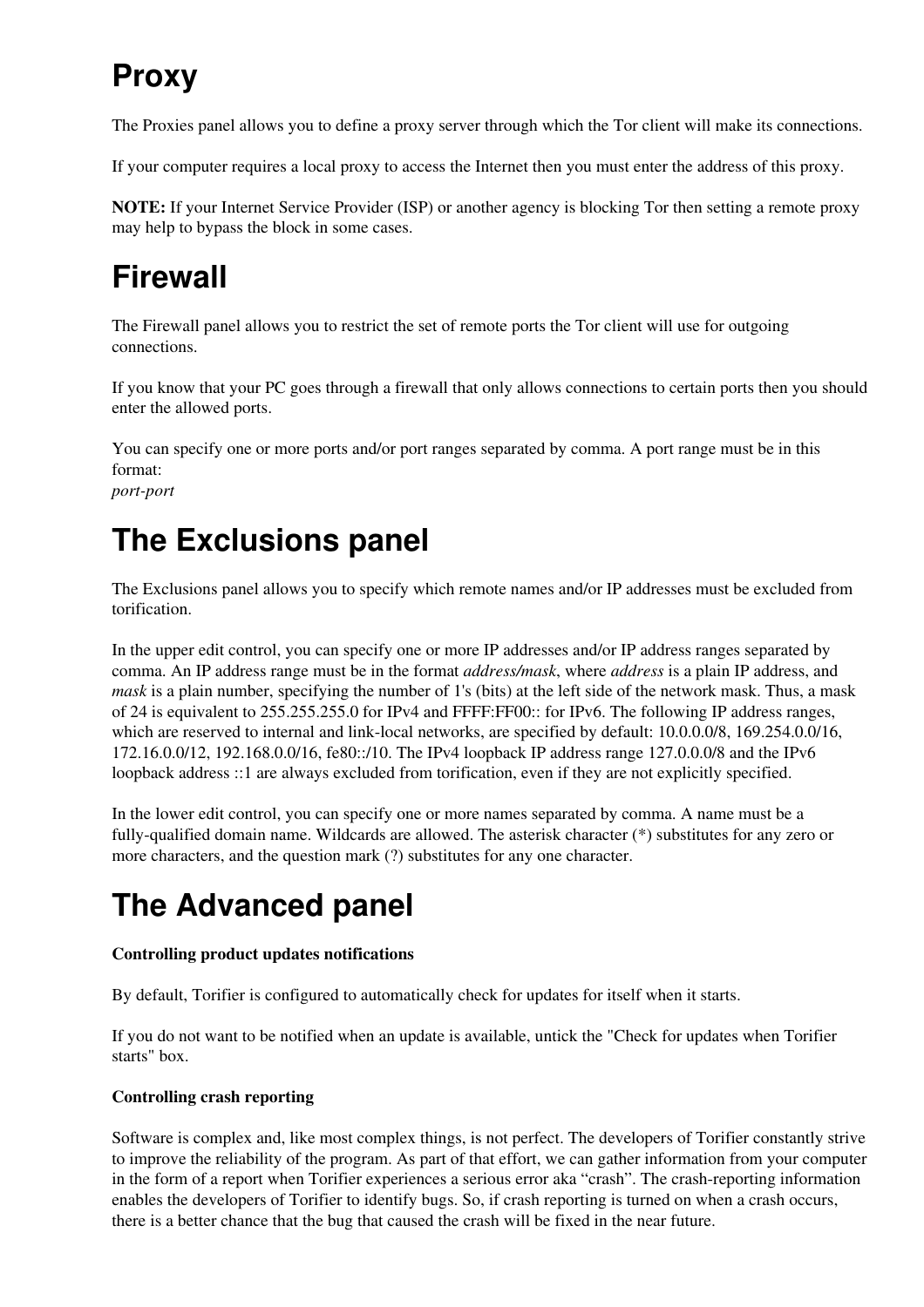# Proxy

The Proxies panel allows you to define a proxy server through which the Tor client will make its connections.

If your computer requires a local proxy to access the Internet then you must enter the address of this proxy.

**NOTE:** If your Internet Service Provider (ISP) or another agency is blocking Tor then setting a remote proxy may help to bypass the block in some cases.

# Firewall

The Firewall panel allows you to restrict the set of remote ports the Tor client will use for outgoing connections.

If you know that your PC goes through a firewall that only allows connections to certain ports then you should enter the allowed ports.

You can specify one or more ports and/or port ranges separated by comma. A port range must be in this format:
*port-port*

# The Exclusions panel

The Exclusions panel allows you to specify which remote names and/or IP addresses must be excluded from torification.

In the upper edit control, you can specify one or more IP addresses and/or IP address ranges separated by comma. An IP address range must be in the format *address/mask*, where *address* is a plain IP address, and *mask* is a plain number, specifying the number of 1's (bits) at the left side of the network mask. Thus, a mask of 24 is equivalent to 255.255.255.0 for IPv4 and FFFF:FF00:: for IPv6. The following IP address ranges, which are reserved to internal and link-local networks, are specified by default: 10.0.0.0/8, 169.254.0.0/16, 172.16.0.0/12, 192.168.0.0/16, fe80::/10. The IPv4 loopback IP address range 127.0.0.0/8 and the IPv6 loopback address ::1 are always excluded from torification, even if they are not explicitly specified.

In the lower edit control, you can specify one or more names separated by comma. A name must be a fully-qualified domain name. Wildcards are allowed. The asterisk character (*) substitutes for any zero or more characters, and the question mark (?) substitutes for any one character.

# The Advanced panel

**Controlling product updates notifications**

By default, Torifier is configured to automatically check for updates for itself when it starts.

If you do not want to be notified when an update is available, untick the "Check for updates when Torifier starts" box.

**Controlling crash reporting**

Software is complex and, like most complex things, is not perfect. The developers of Torifier constantly strive to improve the reliability of the program. As part of that effort, we can gather information from your computer in the form of a report when Torifier experiences a serious error aka “crash”. The crash-reporting information enables the developers of Torifier to identify bugs. So, if crash reporting is turned on when a crash occurs, there is a better chance that the bug that caused the crash will be fixed in the near future.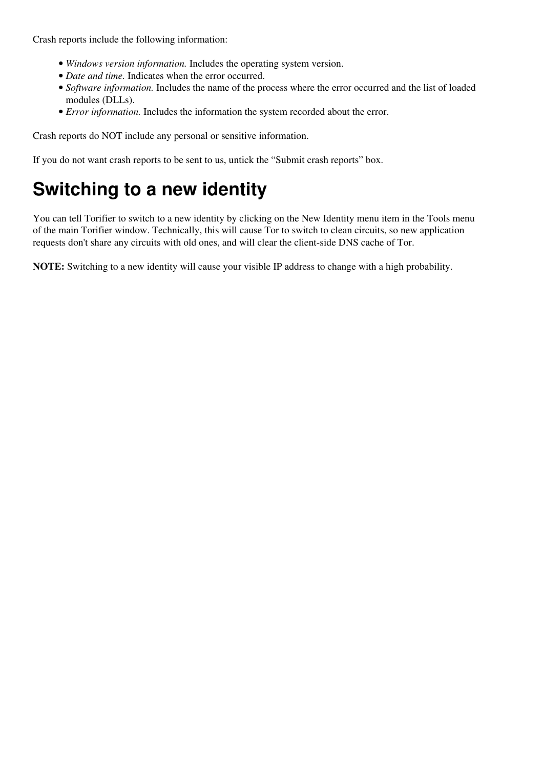Crash reports include the following information:

- *Windows version information.* Includes the operating system version.
- *Date and time.* Indicates when the error occurred.
- *Software information.* Includes the name of the process where the error occurred and the list of loaded modules (DLLs).
- *Error information.* Includes the information the system recorded about the error.

Crash reports do NOT include any personal or sensitive information.

If you do not want crash reports to be sent to us, untick the “Submit crash reports” box.

# Switching to a new identity

You can tell Torifier to switch to a new identity by clicking on the New Identity menu item in the Tools menu of the main Torifier window. Technically, this will cause Tor to switch to clean circuits, so new application requests don't share any circuits with old ones, and will clear the client-side DNS cache of Tor.

**NOTE:** Switching to a new identity will cause your visible IP address to change with a high probability.